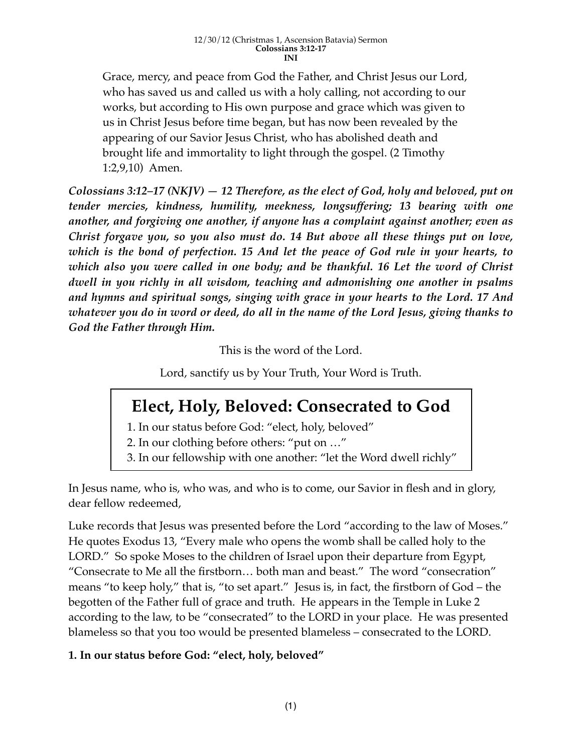12/30/12 (Christmas 1, Ascension Batavia) Sermon
**Colossians 3:12-17**
**INI**

> Grace, mercy, and peace from God the Father, and Christ Jesus our Lord, who has saved us and called us with a holy calling, not according to our works, but according to His own purpose and grace which was given to us in Christ Jesus before time began, but has now been revealed by the appearing of our Savior Jesus Christ, who has abolished death and brought life and immortality to light through the gospel. (2 Timothy 1:2,9,10) Amen.

***Colossians 3:12–17 (NKJV) — 12 Therefore, as the elect of God, holy and beloved, put on tender mercies, kindness, humility, meekness, longsuffering; 13 bearing with one another, and forgiving one another, if anyone has a complaint against another; even as Christ forgave you, so you also must do. 14 But above all these things put on love, which is the bond of perfection. 15 And let the peace of God rule in your hearts, to which also you were called in one body; and be thankful. 16 Let the word of Christ dwell in you richly in all wisdom, teaching and admonishing one another in psalms and hymns and spiritual songs, singing with grace in your hearts to the Lord. 17 And whatever you do in word or deed, do all in the name of the Lord Jesus, giving thanks to God the Father through Him.***

This is the word of the Lord.

Lord, sanctify us by Your Truth, Your Word is Truth.

# Elect, Holy, Beloved: Consecrated to God

1. In our status before God: "elect, holy, beloved"
2. In our clothing before others: "put on …"
3. In our fellowship with one another: "let the Word dwell richly"

In Jesus name, who is, who was, and who is to come, our Savior in flesh and in glory, dear fellow redeemed,

Luke records that Jesus was presented before the Lord "according to the law of Moses." He quotes Exodus 13, "Every male who opens the womb shall be called holy to the LORD." So spoke Moses to the children of Israel upon their departure from Egypt, "Consecrate to Me all the firstborn… both man and beast." The word "consecration" means "to keep holy," that is, "to set apart." Jesus is, in fact, the firstborn of God – the begotten of the Father full of grace and truth. He appears in the Temple in Luke 2 according to the law, to be "consecrated" to the LORD in your place. He was presented blameless so that you too would be presented blameless – consecrated to the LORD.

**1. In our status before God: "elect, holy, beloved"**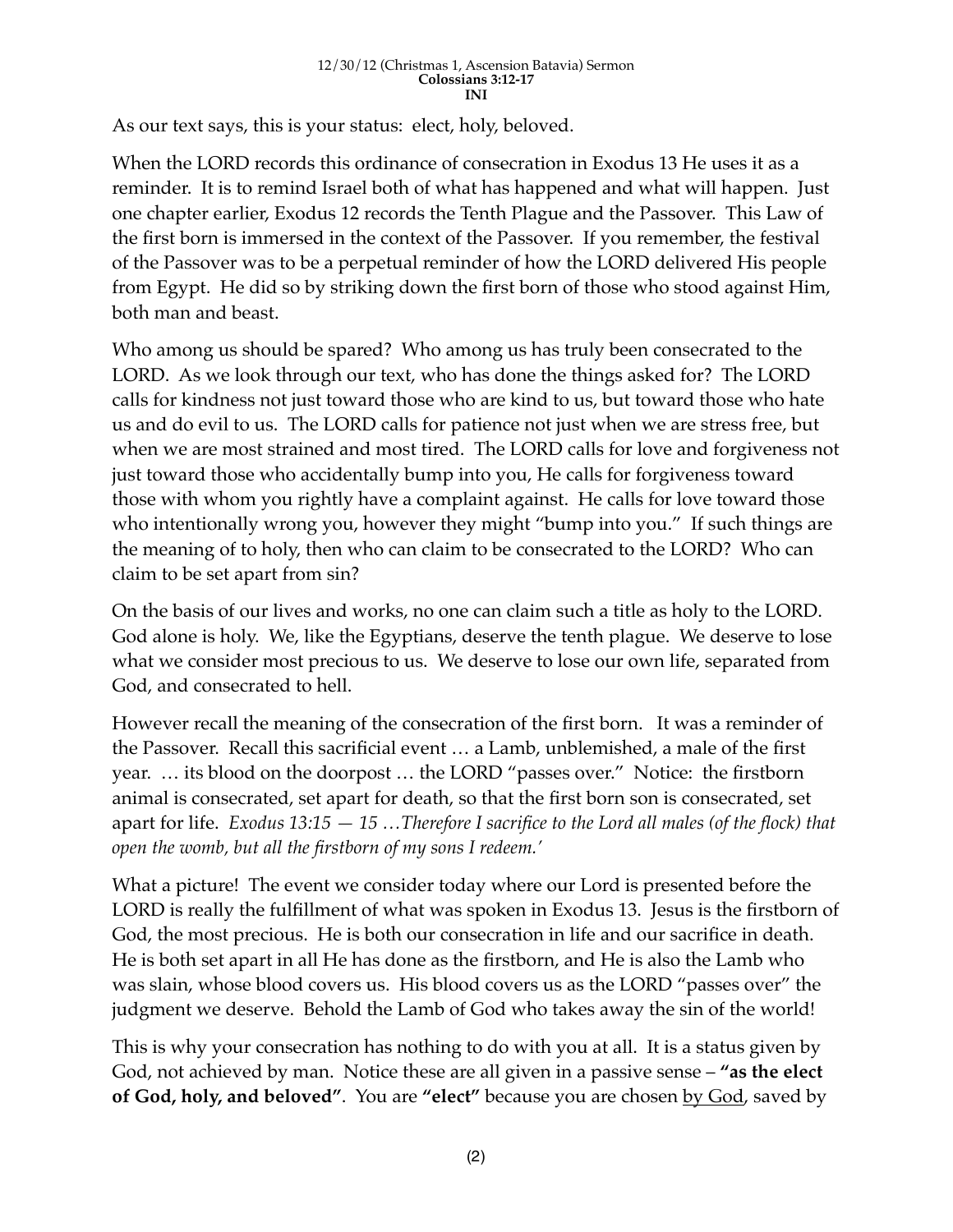As our text says, this is your status: elect, holy, beloved.

When the LORD records this ordinance of consecration in Exodus 13 He uses it as a reminder. It is to remind Israel both of what has happened and what will happen. Just one chapter earlier, Exodus 12 records the Tenth Plague and the Passover. This Law of the first born is immersed in the context of the Passover. If you remember, the festival of the Passover was to be a perpetual reminder of how the LORD delivered His people from Egypt. He did so by striking down the first born of those who stood against Him, both man and beast.

Who among us should be spared? Who among us has truly been consecrated to the LORD. As we look through our text, who has done the things asked for? The LORD calls for kindness not just toward those who are kind to us, but toward those who hate us and do evil to us. The LORD calls for patience not just when we are stress free, but when we are most strained and most tired. The LORD calls for love and forgiveness not just toward those who accidentally bump into you, He calls for forgiveness toward those with whom you rightly have a complaint against. He calls for love toward those who intentionally wrong you, however they might "bump into you." If such things are the meaning of to holy, then who can claim to be consecrated to the LORD? Who can claim to be set apart from sin?

On the basis of our lives and works, no one can claim such a title as holy to the LORD. God alone is holy. We, like the Egyptians, deserve the tenth plague. We deserve to lose what we consider most precious to us. We deserve to lose our own life, separated from God, and consecrated to hell.

However recall the meaning of the consecration of the first born. It was a reminder of the Passover. Recall this sacrificial event … a Lamb, unblemished, a male of the first year. … its blood on the doorpost … the LORD "passes over." Notice: the firstborn animal is consecrated, set apart for death, so that the first born son is consecrated, set apart for life. *Exodus 13:15 — 15 …Therefore I sacrifice to the Lord all males (of the flock) that open the womb, but all the firstborn of my sons I redeem.'*

What a picture! The event we consider today where our Lord is presented before the LORD is really the fulfillment of what was spoken in Exodus 13. Jesus is the firstborn of God, the most precious. He is both our consecration in life and our sacrifice in death. He is both set apart in all He has done as the firstborn, and He is also the Lamb who was slain, whose blood covers us. His blood covers us as the LORD "passes over" the judgment we deserve. Behold the Lamb of God who takes away the sin of the world!

This is why your consecration has nothing to do with you at all. It is a status given by God, not achieved by man. Notice these are all given in a passive sense – **"as the elect of God, holy, and beloved"**. You are **"elect"** because you are chosen by God, saved by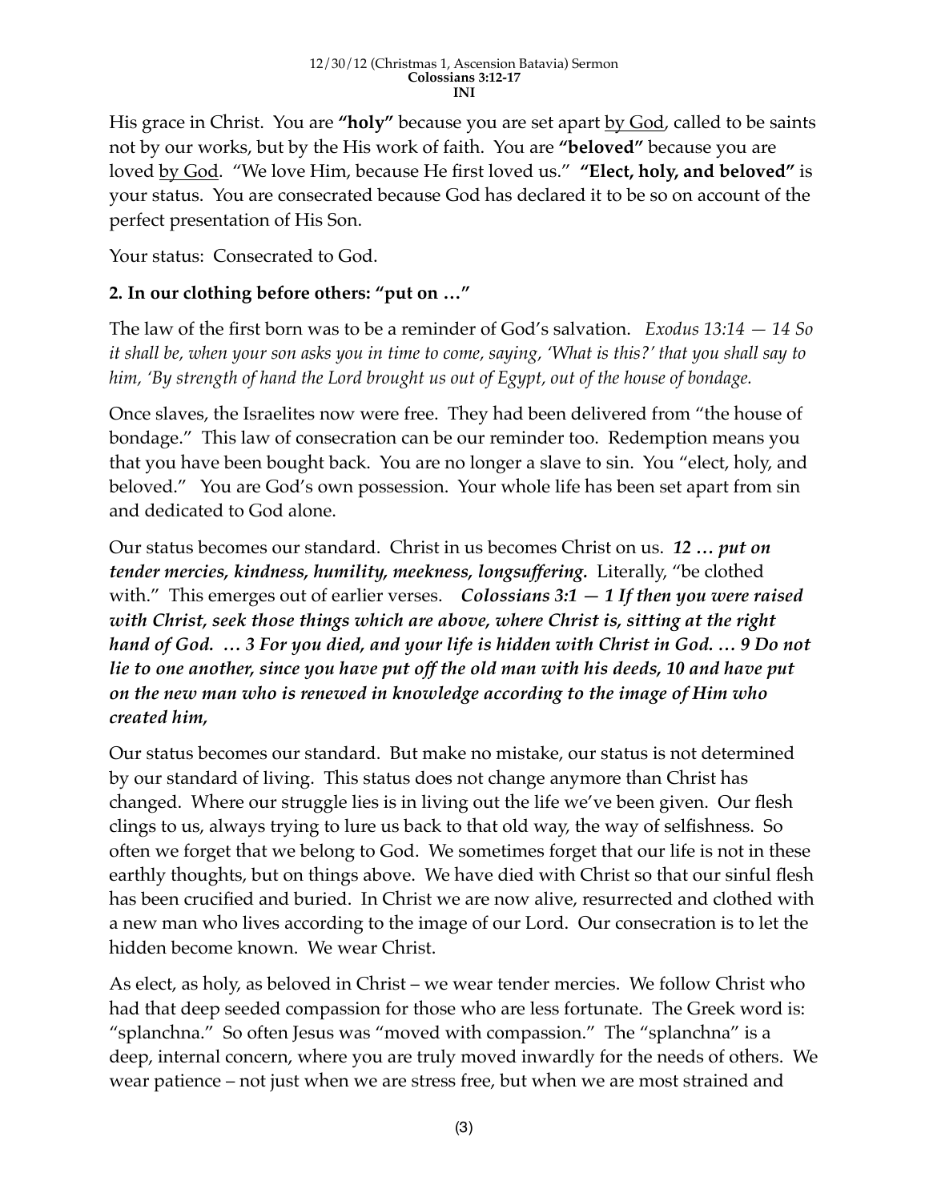His grace in Christ. You are **"holy"** because you are set apart by God, called to be saints not by our works, but by the His work of faith. You are **"beloved"** because you are loved by God. "We love Him, because He first loved us." **"Elect, holy, and beloved"** is your status. You are consecrated because God has declared it to be so on account of the perfect presentation of His Son.

Your status: Consecrated to God.

**2. In our clothing before others: "put on …"**

The law of the first born was to be a reminder of God's salvation. *Exodus 13:14 — 14 So it shall be, when your son asks you in time to come, saying, 'What is this?' that you shall say to him, 'By strength of hand the Lord brought us out of Egypt, out of the house of bondage.*

Once slaves, the Israelites now were free. They had been delivered from "the house of bondage." This law of consecration can be our reminder too. Redemption means you that you have been bought back. You are no longer a slave to sin. You "elect, holy, and beloved." You are God's own possession. Your whole life has been set apart from sin and dedicated to God alone.

Our status becomes our standard. Christ in us becomes Christ on us. ***12 … put on tender mercies, kindness, humility, meekness, longsuffering.*** Literally, "be clothed with." This emerges out of earlier verses. ***Colossians 3:1 — 1 If then you were raised with Christ, seek those things which are above, where Christ is, sitting at the right hand of God. … 3 For you died, and your life is hidden with Christ in God. … 9 Do not lie to one another, since you have put off the old man with his deeds, 10 and have put on the new man who is renewed in knowledge according to the image of Him who created him,***

Our status becomes our standard. But make no mistake, our status is not determined by our standard of living. This status does not change anymore than Christ has changed. Where our struggle lies is in living out the life we've been given. Our flesh clings to us, always trying to lure us back to that old way, the way of selfishness. So often we forget that we belong to God. We sometimes forget that our life is not in these earthly thoughts, but on things above. We have died with Christ so that our sinful flesh has been crucified and buried. In Christ we are now alive, resurrected and clothed with a new man who lives according to the image of our Lord. Our consecration is to let the hidden become known. We wear Christ.

As elect, as holy, as beloved in Christ – we wear tender mercies. We follow Christ who had that deep seeded compassion for those who are less fortunate. The Greek word is: "splanchna." So often Jesus was "moved with compassion." The "splanchna" is a deep, internal concern, where you are truly moved inwardly for the needs of others. We wear patience – not just when we are stress free, but when we are most strained and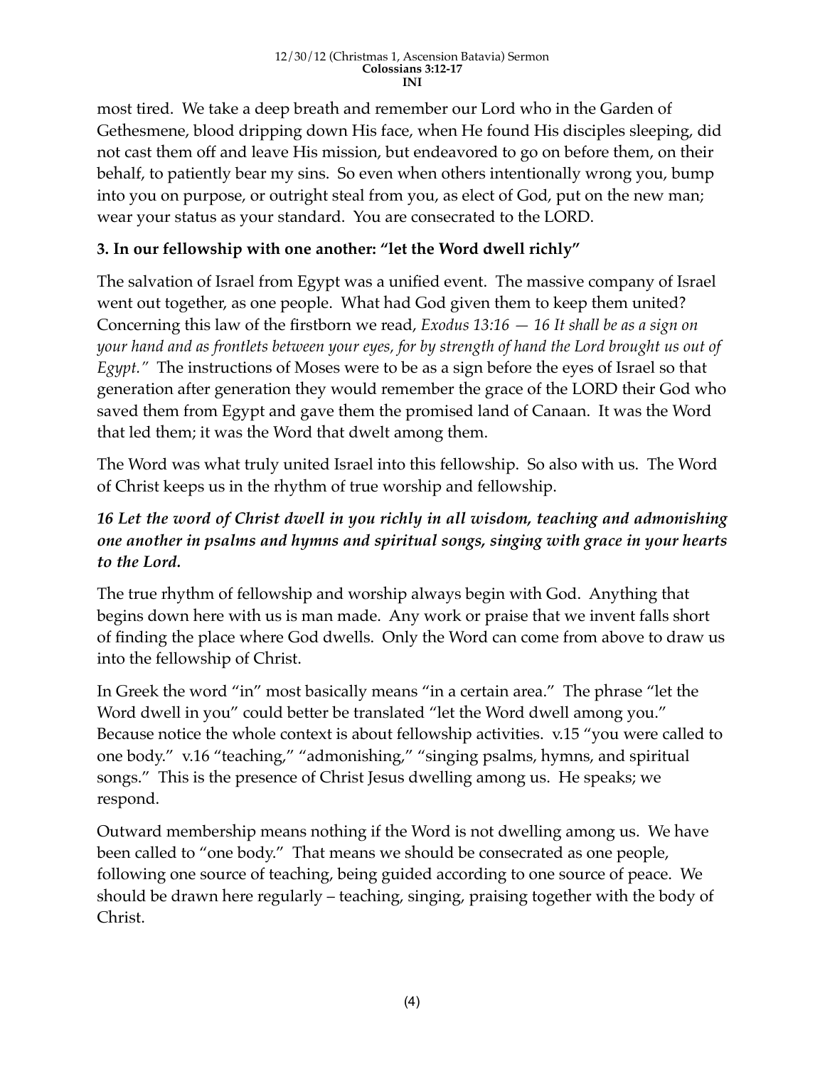most tired. We take a deep breath and remember our Lord who in the Garden of Gethesmene, blood dripping down His face, when He found His disciples sleeping, did not cast them off and leave His mission, but endeavored to go on before them, on their behalf, to patiently bear my sins. So even when others intentionally wrong you, bump into you on purpose, or outright steal from you, as elect of God, put on the new man; wear your status as your standard. You are consecrated to the LORD.

**3. In our fellowship with one another: "let the Word dwell richly"**

The salvation of Israel from Egypt was a unified event. The massive company of Israel went out together, as one people. What had God given them to keep them united? Concerning this law of the firstborn we read, *Exodus 13:16 — 16 It shall be as a sign on your hand and as frontlets between your eyes, for by strength of hand the Lord brought us out of Egypt."* The instructions of Moses were to be as a sign before the eyes of Israel so that generation after generation they would remember the grace of the LORD their God who saved them from Egypt and gave them the promised land of Canaan. It was the Word that led them; it was the Word that dwelt among them.

The Word was what truly united Israel into this fellowship. So also with us. The Word of Christ keeps us in the rhythm of true worship and fellowship.

***16 Let the word of Christ dwell in you richly in all wisdom, teaching and admonishing one another in psalms and hymns and spiritual songs, singing with grace in your hearts to the Lord.***

The true rhythm of fellowship and worship always begin with God. Anything that begins down here with us is man made. Any work or praise that we invent falls short of finding the place where God dwells. Only the Word can come from above to draw us into the fellowship of Christ.

In Greek the word "in" most basically means "in a certain area." The phrase "let the Word dwell in you" could better be translated "let the Word dwell among you." Because notice the whole context is about fellowship activities. v.15 "you were called to one body." v.16 "teaching," "admonishing," "singing psalms, hymns, and spiritual songs." This is the presence of Christ Jesus dwelling among us. He speaks; we respond.

Outward membership means nothing if the Word is not dwelling among us. We have been called to "one body." That means we should be consecrated as one people, following one source of teaching, being guided according to one source of peace. We should be drawn here regularly – teaching, singing, praising together with the body of Christ.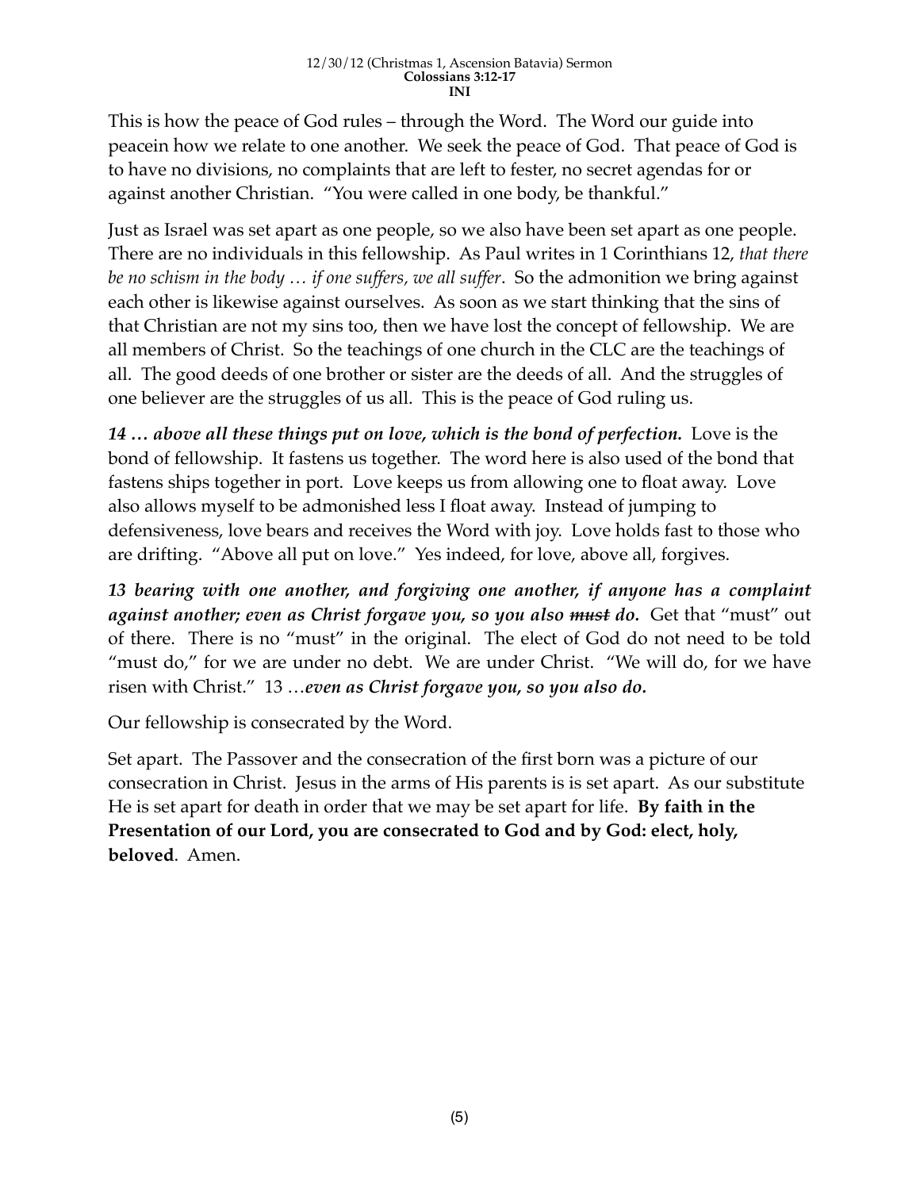This is how the peace of God rules – through the Word. The Word our guide into peacein how we relate to one another. We seek the peace of God. That peace of God is to have no divisions, no complaints that are left to fester, no secret agendas for or against another Christian. “You were called in one body, be thankful.”

Just as Israel was set apart as one people, so we also have been set apart as one people. There are no individuals in this fellowship. As Paul writes in 1 Corinthians 12, *that there be no schism in the body … if one suffers, we all suffer*. So the admonition we bring against each other is likewise against ourselves. As soon as we start thinking that the sins of that Christian are not my sins too, then we have lost the concept of fellowship. We are all members of Christ. So the teachings of one church in the CLC are the teachings of all. The good deeds of one brother or sister are the deeds of all. And the struggles of one believer are the struggles of us all. This is the peace of God ruling us.

***14 … above all these things put on love, which is the bond of perfection.*** Love is the bond of fellowship. It fastens us together. The word here is also used of the bond that fastens ships together in port. Love keeps us from allowing one to float away. Love also allows myself to be admonished less I float away. Instead of jumping to defensiveness, love bears and receives the Word with joy. Love holds fast to those who are drifting. “Above all put on love.” Yes indeed, for love, above all, forgives.

***13 bearing with one another, and forgiving one another, if anyone has a complaint against another; even as Christ forgave you, so you also ~~must~~ do.*** Get that “must” out of there. There is no “must” in the original. The elect of God do not need to be told “must do,” for we are under no debt. We are under Christ. “We will do, for we have risen with Christ.” 13 …***even as Christ forgave you, so you also do.***

Our fellowship is consecrated by the Word.

Set apart. The Passover and the consecration of the first born was a picture of our consecration in Christ. Jesus in the arms of His parents is is set apart. As our substitute He is set apart for death in order that we may be set apart for life. **By faith in the Presentation of our Lord, you are consecrated to God and by God: elect, holy, beloved**. Amen.